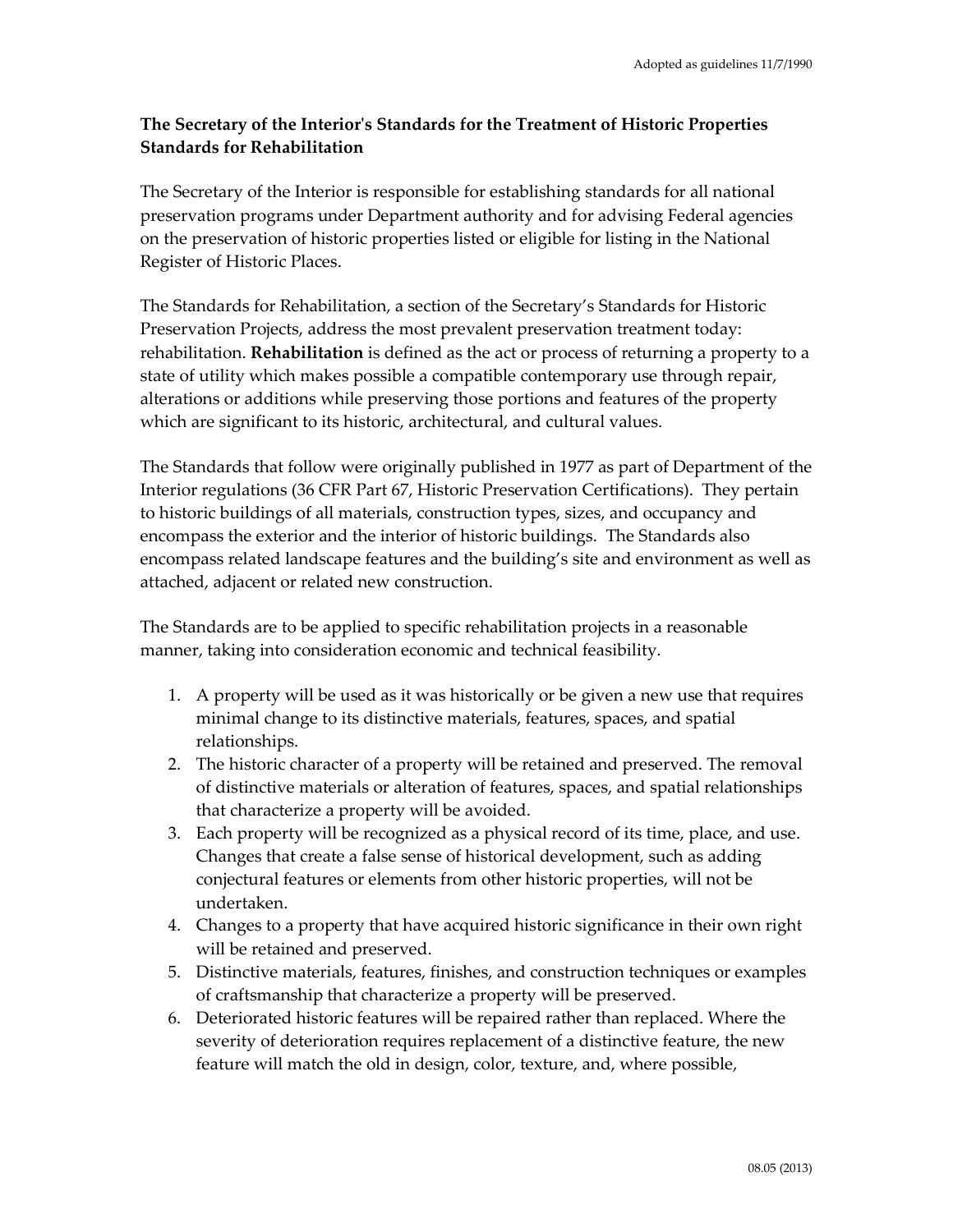Adopted as guidelines 11/7/1990

## The Secretary of the Interior's Standards for the Treatment of Historic Properties Standards for Rehabilitation

The Secretary of the Interior is responsible for establishing standards for all national preservation programs under Department authority and for advising Federal agencies on the preservation of historic properties listed or eligible for listing in the National Register of Historic Places.

The Standards for Rehabilitation, a section of the Secretary's Standards for Historic Preservation Projects, address the most prevalent preservation treatment today: rehabilitation. **Rehabilitation** is defined as the act or process of returning a property to a state of utility which makes possible a compatible contemporary use through repair, alterations or additions while preserving those portions and features of the property which are significant to its historic, architectural, and cultural values.

The Standards that follow were originally published in 1977 as part of Department of the Interior regulations (36 CFR Part 67, Historic Preservation Certifications). They pertain to historic buildings of all materials, construction types, sizes, and occupancy and encompass the exterior and the interior of historic buildings. The Standards also encompass related landscape features and the building's site and environment as well as attached, adjacent or related new construction.

The Standards are to be applied to specific rehabilitation projects in a reasonable manner, taking into consideration economic and technical feasibility.

1. A property will be used as it was historically or be given a new use that requires minimal change to its distinctive materials, features, spaces, and spatial relationships.
2. The historic character of a property will be retained and preserved. The removal of distinctive materials or alteration of features, spaces, and spatial relationships that characterize a property will be avoided.
3. Each property will be recognized as a physical record of its time, place, and use. Changes that create a false sense of historical development, such as adding conjectural features or elements from other historic properties, will not be undertaken.
4. Changes to a property that have acquired historic significance in their own right will be retained and preserved.
5. Distinctive materials, features, finishes, and construction techniques or examples of craftsmanship that characterize a property will be preserved.
6. Deteriorated historic features will be repaired rather than replaced. Where the severity of deterioration requires replacement of a distinctive feature, the new feature will match the old in design, color, texture, and, where possible,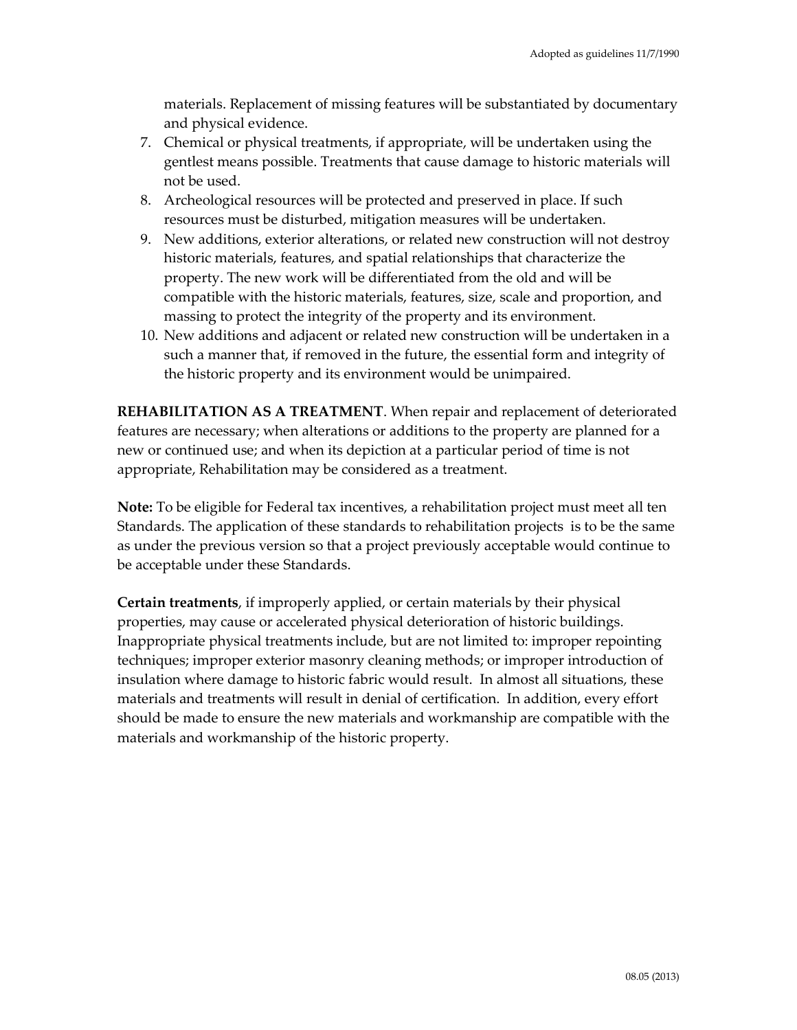materials. Replacement of missing features will be substantiated by documentary and physical evidence.

7. Chemical or physical treatments, if appropriate, will be undertaken using the gentlest means possible. Treatments that cause damage to historic materials will not be used.
8. Archeological resources will be protected and preserved in place. If such resources must be disturbed, mitigation measures will be undertaken.
9. New additions, exterior alterations, or related new construction will not destroy historic materials, features, and spatial relationships that characterize the property. The new work will be differentiated from the old and will be compatible with the historic materials, features, size, scale and proportion, and massing to protect the integrity of the property and its environment.
10. New additions and adjacent or related new construction will be undertaken in a such a manner that, if removed in the future, the essential form and integrity of the historic property and its environment would be unimpaired.

**REHABILITATION AS A TREATMENT**. When repair and replacement of deteriorated features are necessary; when alterations or additions to the property are planned for a new or continued use; and when its depiction at a particular period of time is not appropriate, Rehabilitation may be considered as a treatment.

**Note:** To be eligible for Federal tax incentives, a rehabilitation project must meet all ten Standards. The application of these standards to rehabilitation projects is to be the same as under the previous version so that a project previously acceptable would continue to be acceptable under these Standards.

**Certain treatments**, if improperly applied, or certain materials by their physical properties, may cause or accelerated physical deterioration of historic buildings. Inappropriate physical treatments include, but are not limited to: improper repointing techniques; improper exterior masonry cleaning methods; or improper introduction of insulation where damage to historic fabric would result. In almost all situations, these materials and treatments will result in denial of certification. In addition, every effort should be made to ensure the new materials and workmanship are compatible with the materials and workmanship of the historic property.